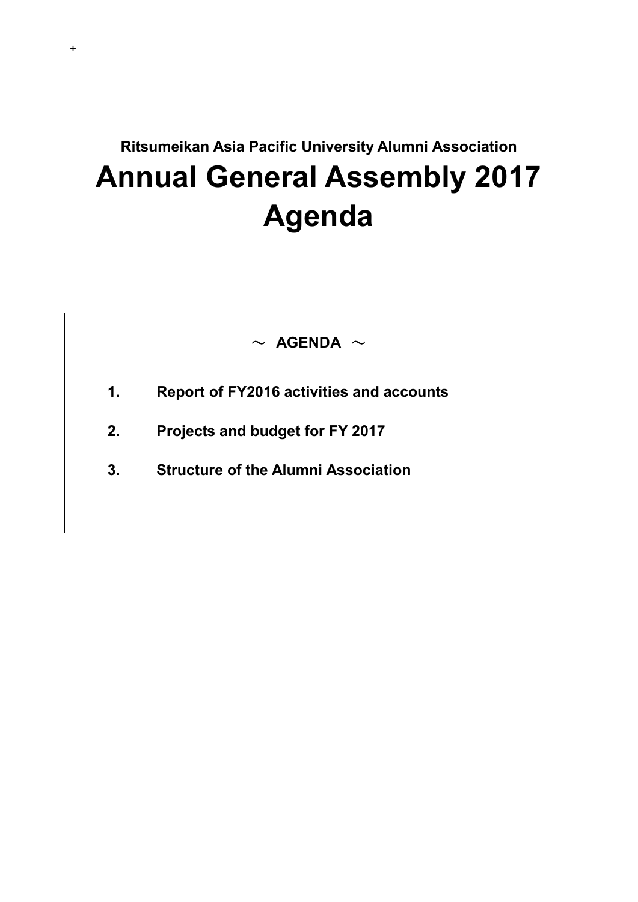+

**Ritsumeikan Asia Pacific University Alumni Association**

# Annual General Assembly 2017 Agenda

～ **AGENDA** ～

1. **Report of FY2016 activities and accounts**
2. **Projects and budget for FY 2017**
3. **Structure of the Alumni Association**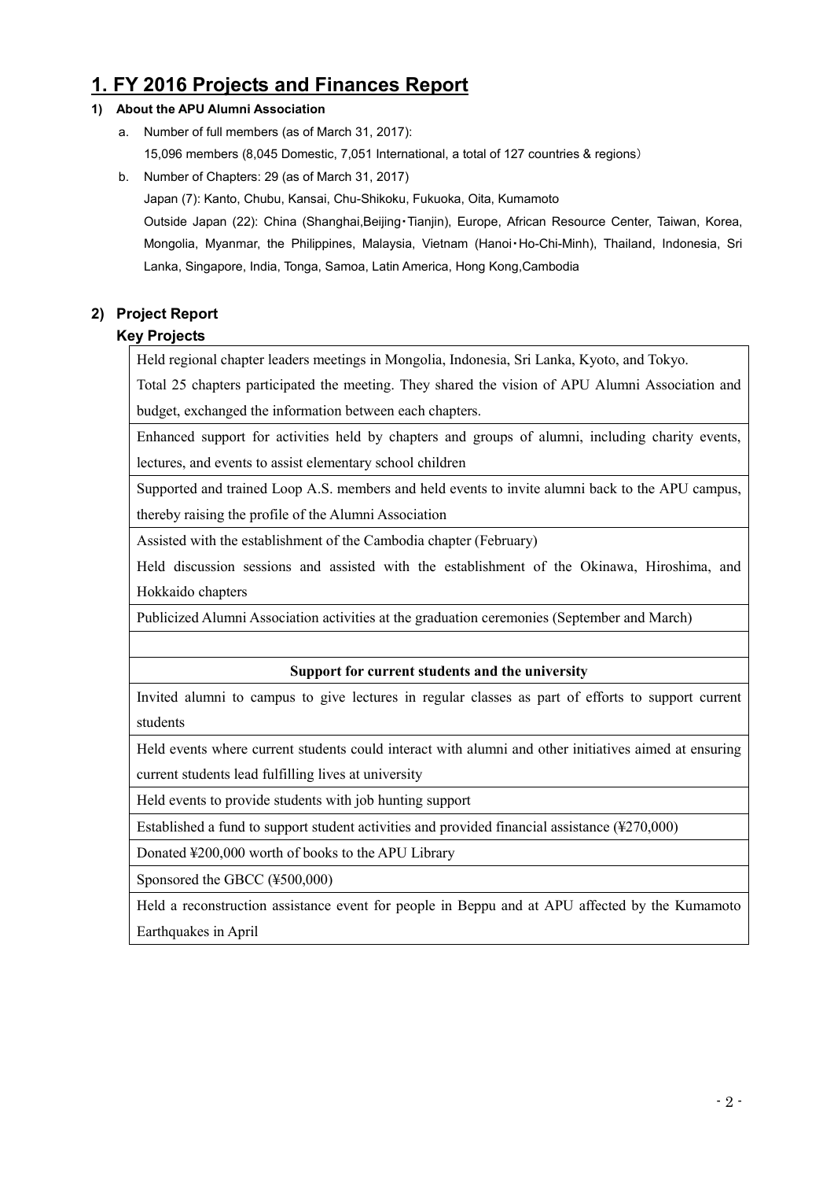# 1. FY 2016 Projects and Finances Report

### 1) About the APU Alumni Association

a. Number of full members (as of March 31, 2017):
   15,096 members (8,045 Domestic, 7,051 International, a total of 127 countries & regions）

b. Number of Chapters: 29 (as of March 31, 2017)
   Japan (7): Kanto, Chubu, Kansai, Chu-Shikoku, Fukuoka, Oita, Kumamoto
   Outside Japan (22): China (Shanghai,Beijing・Tianjin), Europe, African Resource Center, Taiwan, Korea, Mongolia, Myanmar, the Philippines, Malaysia, Vietnam (Hanoi・Ho-Chi-Minh), Thailand, Indonesia, Sri Lanka, Singapore, India, Tonga, Samoa, Latin America, Hong Kong,Cambodia

## 2) Project Report

### Key Projects

| |
|---|
| Held regional chapter leaders meetings in Mongolia, Indonesia, Sri Lanka, Kyoto, and Tokyo. Total 25 chapters participated the meeting. They shared the vision of APU Alumni Association and budget, exchanged the information between each chapters. |
| Enhanced support for activities held by chapters and groups of alumni, including charity events, lectures, and events to assist elementary school children |
| Supported and trained Loop A.S. members and held events to invite alumni back to the APU campus, thereby raising the profile of the Alumni Association |
| Assisted with the establishment of the Cambodia chapter (February) |
| Held discussion sessions and assisted with the establishment of the Okinawa, Hiroshima, and Hokkaido chapters |
| Publicized Alumni Association activities at the graduation ceremonies (September and March) |
| |
| **Support for current students and the university** |
| Invited alumni to campus to give lectures in regular classes as part of efforts to support current students |
| Held events where current students could interact with alumni and other initiatives aimed at ensuring current students lead fulfilling lives at university |
| Held events to provide students with job hunting support |
| Established a fund to support student activities and provided financial assistance (¥270,000) |
| Donated ¥200,000 worth of books to the APU Library |
| Sponsored the GBCC (¥500,000) |
| Held a reconstruction assistance event for people in Beppu and at APU affected by the Kumamoto Earthquakes in April |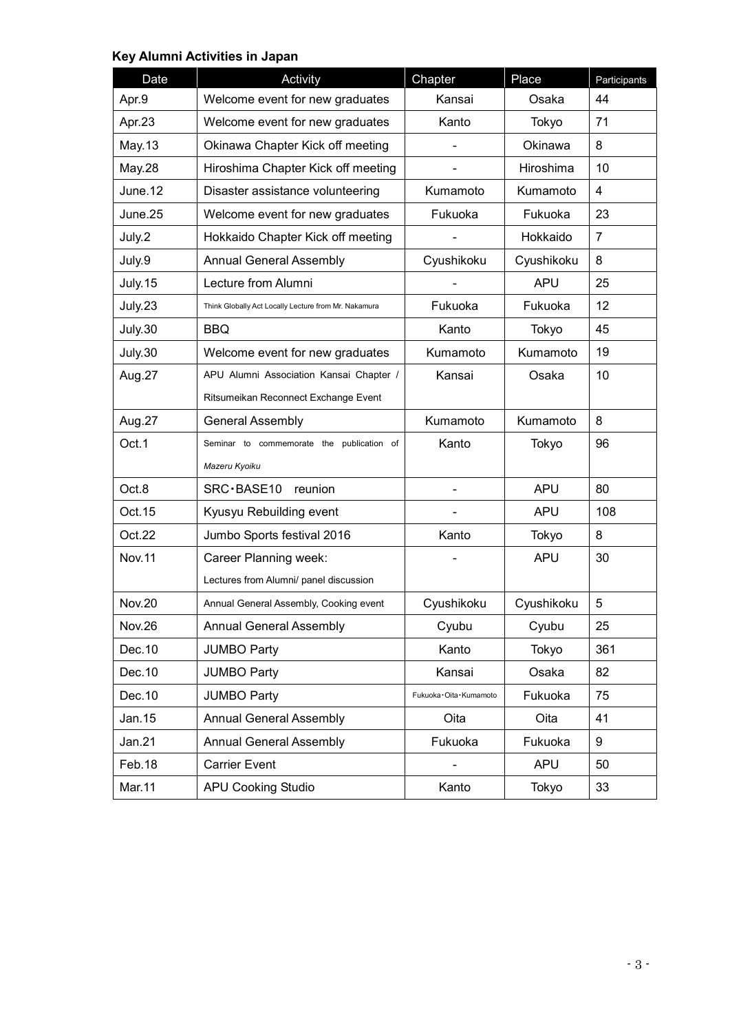**Key Alumni Activities in Japan**

| Date | Activity | Chapter | Place | Participants |
|---|---|---|---|---|
| Apr.9 | Welcome event for new graduates | Kansai | Osaka | 44 |
| Apr.23 | Welcome event for new graduates | Kanto | Tokyo | 71 |
| May.13 | Okinawa Chapter Kick off meeting | - | Okinawa | 8 |
| May.28 | Hiroshima Chapter Kick off meeting | - | Hiroshima | 10 |
| June.12 | Disaster assistance volunteering | Kumamoto | Kumamoto | 4 |
| June.25 | Welcome event for new graduates | Fukuoka | Fukuoka | 23 |
| July.2 | Hokkaido Chapter Kick off meeting | - | Hokkaido | 7 |
| July.9 | Annual General Assembly | Cyushikoku | Cyushikoku | 8 |
| July.15 | Lecture from Alumni | - | APU | 25 |
| July.23 | Think Globally Act Locally Lecture from Mr. Nakamura | Fukuoka | Fukuoka | 12 |
| July.30 | BBQ | Kanto | Tokyo | 45 |
| July.30 | Welcome event for new graduates | Kumamoto | Kumamoto | 19 |
| Aug.27 | APU Alumni Association Kansai Chapter / Ritsumeikan Reconnect Exchange Event | Kansai | Osaka | 10 |
| Aug.27 | General Assembly | Kumamoto | Kumamoto | 8 |
| Oct.1 | Seminar to commemorate the publication of *Mazeru Kyoiku* | Kanto | Tokyo | 96 |
| Oct.8 | SRC・BASE10 reunion | - | APU | 80 |
| Oct.15 | Kyusyu Rebuilding event | - | APU | 108 |
| Oct.22 | Jumbo Sports festival 2016 | Kanto | Tokyo | 8 |
| Nov.11 | Career Planning week: Lectures from Alumni/ panel discussion | - | APU | 30 |
| Nov.20 | Annual General Assembly, Cooking event | Cyushikoku | Cyushikoku | 5 |
| Nov.26 | Annual General Assembly | Cyubu | Cyubu | 25 |
| Dec.10 | JUMBO Party | Kanto | Tokyo | 361 |
| Dec.10 | JUMBO Party | Kansai | Osaka | 82 |
| Dec.10 | JUMBO Party | Fukuoka・Oita・Kumamoto | Fukuoka | 75 |
| Jan.15 | Annual General Assembly | Oita | Oita | 41 |
| Jan.21 | Annual General Assembly | Fukuoka | Fukuoka | 9 |
| Feb.18 | Carrier Event | - | APU | 50 |
| Mar.11 | APU Cooking Studio | Kanto | Tokyo | 33 |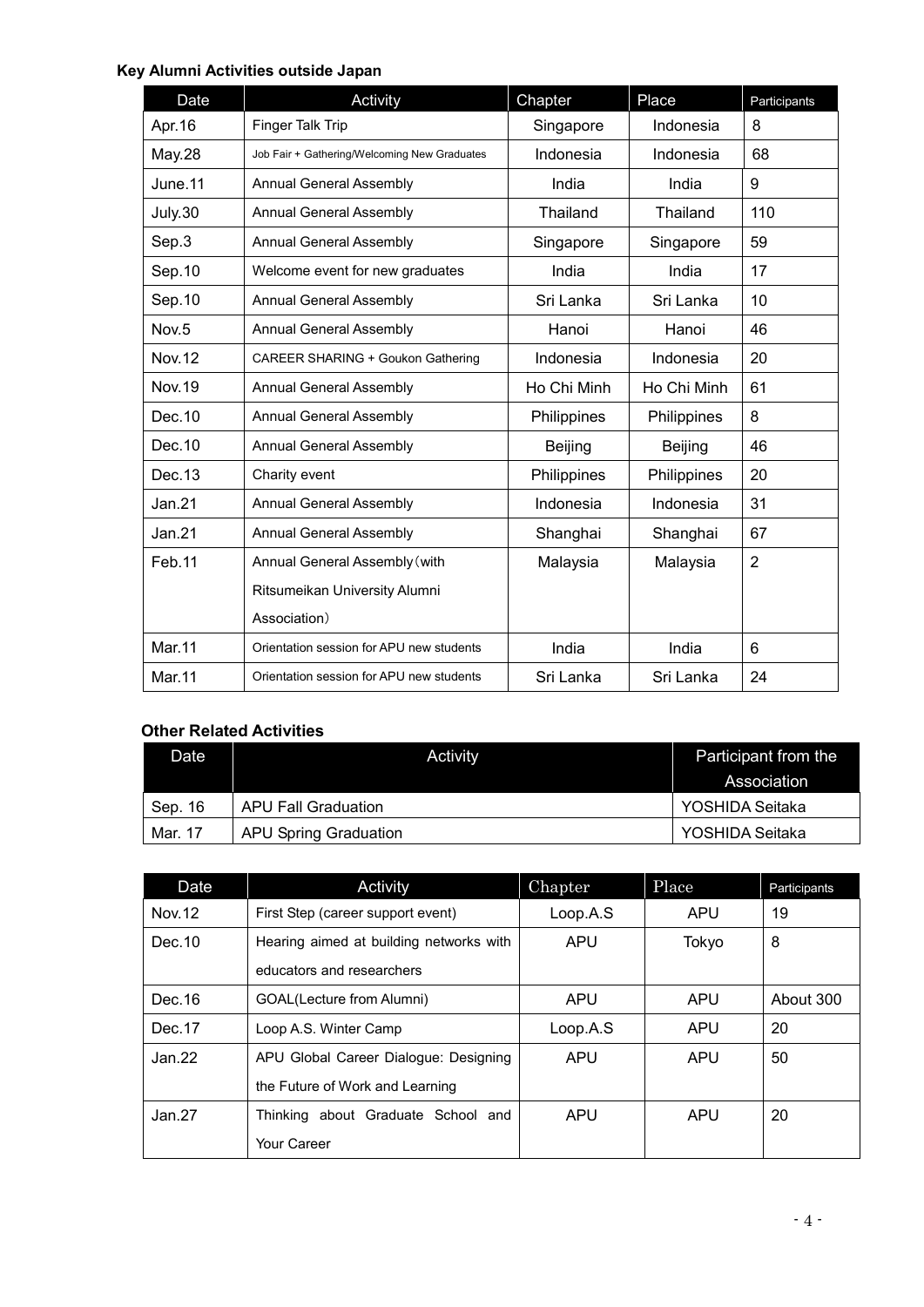**Key Alumni Activities outside Japan**

| Date | Activity | Chapter | Place | Participants |
|---|---|---|---|---|
| Apr.16 | Finger Talk Trip | Singapore | Indonesia | 8 |
| May.28 | Job Fair + Gathering/Welcoming New Graduates | Indonesia | Indonesia | 68 |
| June.11 | Annual General Assembly | India | India | 9 |
| July.30 | Annual General Assembly | Thailand | Thailand | 110 |
| Sep.3 | Annual General Assembly | Singapore | Singapore | 59 |
| Sep.10 | Welcome event for new graduates | India | India | 17 |
| Sep.10 | Annual General Assembly | Sri Lanka | Sri Lanka | 10 |
| Nov.5 | Annual General Assembly | Hanoi | Hanoi | 46 |
| Nov.12 | CAREER SHARING + Goukon Gathering | Indonesia | Indonesia | 20 |
| Nov.19 | Annual General Assembly | Ho Chi Minh | Ho Chi Minh | 61 |
| Dec.10 | Annual General Assembly | Philippines | Philippines | 8 |
| Dec.10 | Annual General Assembly | Beijing | Beijing | 46 |
| Dec.13 | Charity event | Philippines | Philippines | 20 |
| Jan.21 | Annual General Assembly | Indonesia | Indonesia | 31 |
| Jan.21 | Annual General Assembly | Shanghai | Shanghai | 67 |
| Feb.11 | Annual General Assembly（with Ritsumeikan University Alumni Association） | Malaysia | Malaysia | 2 |
| Mar.11 | Orientation session for APU new students | India | India | 6 |
| Mar.11 | Orientation session for APU new students | Sri Lanka | Sri Lanka | 24 |

**Other Related Activities**

| Date | Activity | Participant from the Association |
|---|---|---|
| Sep. 16 | APU Fall Graduation | YOSHIDA Seitaka |
| Mar. 17 | APU Spring Graduation | YOSHIDA Seitaka |

| Date | Activity | Chapter | Place | Participants |
|---|---|---|---|---|
| Nov.12 | First Step (career support event) | Loop.A.S | APU | 19 |
| Dec.10 | Hearing aimed at building networks with educators and researchers | APU | Tokyo | 8 |
| Dec.16 | GOAL(Lecture from Alumni) | APU | APU | About 300 |
| Dec.17 | Loop A.S. Winter Camp | Loop.A.S | APU | 20 |
| Jan.22 | APU Global Career Dialogue: Designing the Future of Work and Learning | APU | APU | 50 |
| Jan.27 | Thinking about Graduate School and Your Career | APU | APU | 20 |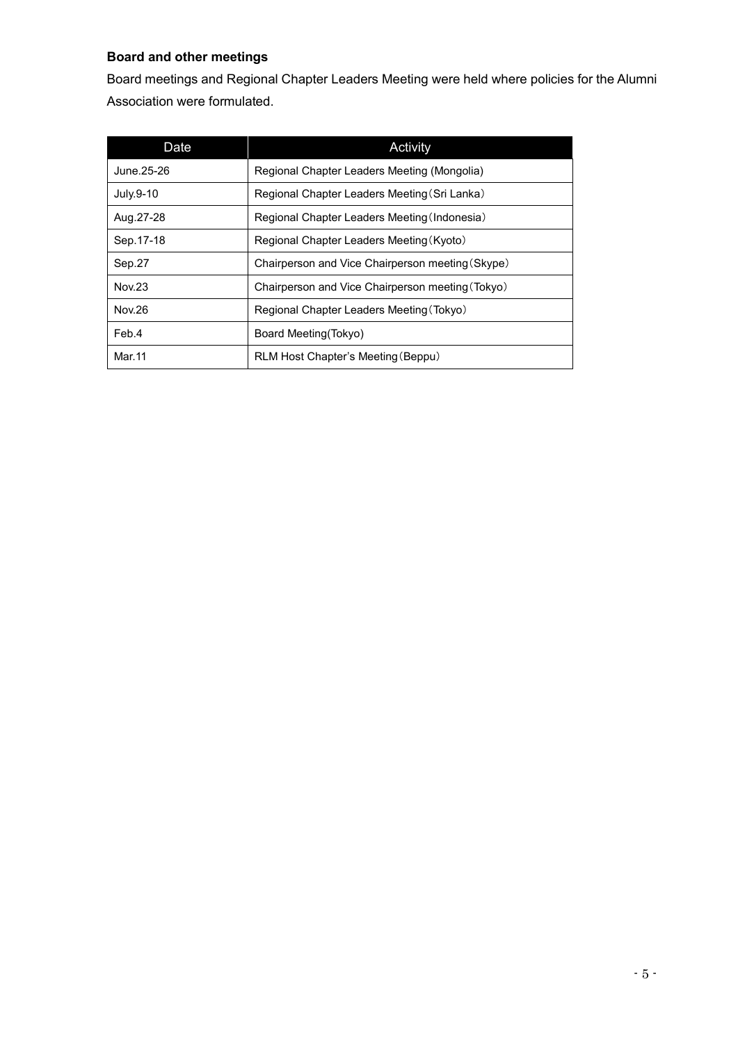**Board and other meetings**

Board meetings and Regional Chapter Leaders Meeting were held where policies for the Alumni Association were formulated.

| Date | Activity |
| --- | --- |
| June.25-26 | Regional Chapter Leaders Meeting (Mongolia) |
| July.9-10 | Regional Chapter Leaders Meeting（Sri Lanka） |
| Aug.27-28 | Regional Chapter Leaders Meeting（Indonesia） |
| Sep.17-18 | Regional Chapter Leaders Meeting（Kyoto） |
| Sep.27 | Chairperson and Vice Chairperson meeting（Skype） |
| Nov.23 | Chairperson and Vice Chairperson meeting（Tokyo） |
| Nov.26 | Regional Chapter Leaders Meeting（Tokyo） |
| Feb.4 | Board Meeting(Tokyo) |
| Mar.11 | RLM Host Chapter's Meeting（Beppu） |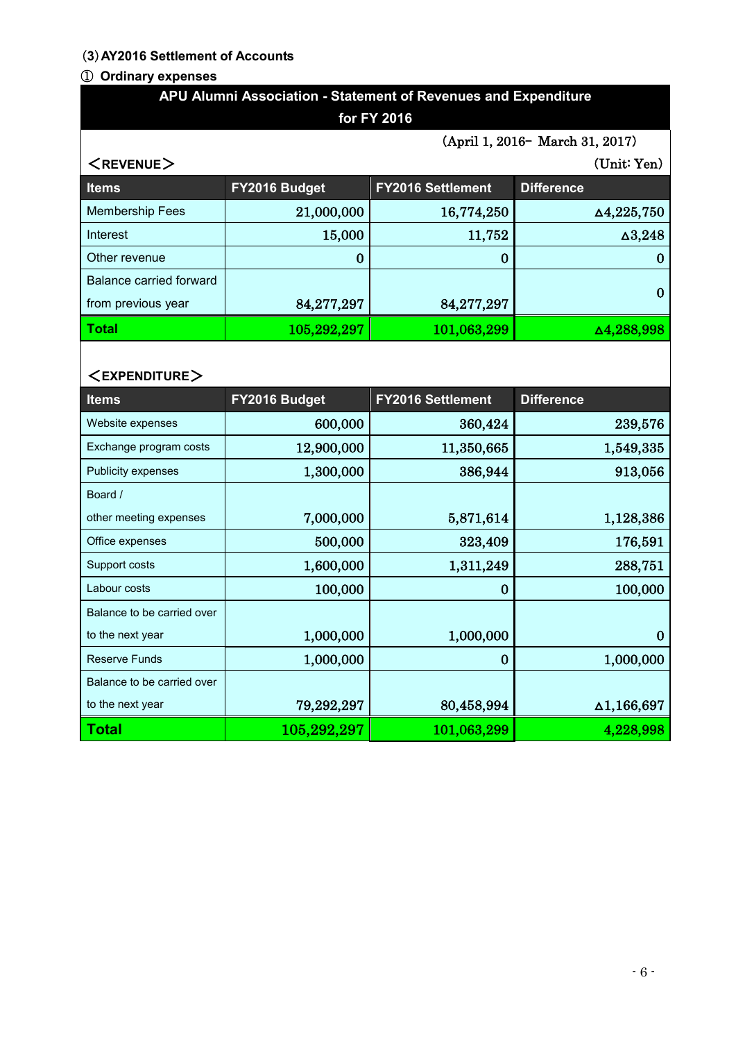(3) AY2016 Settlement of Accounts

① Ordinary expenses

**APU Alumni Association - Statement of Revenues and Expenditure for FY 2016**

(April 1, 2016– March 31, 2017)

＜REVENUE＞ (Unit: Yen)

| Items | FY2016 Budget | FY2016 Settlement | Difference |
|---|---|---|---|
| Membership Fees | 21,000,000 | 16,774,250 | ∆4,225,750 |
| Interest | 15,000 | 11,752 | ∆3,248 |
| Other revenue | 0 | 0 | 0 |
| Balance carried forward from previous year | 84,277,297 | 84,277,297 | 0 |
| **Total** | 105,292,297 | 101,063,299 | ∆4,288,998 |

＜EXPENDITURE＞

| Items | FY2016 Budget | FY2016 Settlement | Difference |
|---|---|---|---|
| Website expenses | 600,000 | 360,424 | 239,576 |
| Exchange program costs | 12,900,000 | 11,350,665 | 1,549,335 |
| Publicity expenses | 1,300,000 | 386,944 | 913,056 |
| Board / other meeting expenses | 7,000,000 | 5,871,614 | 1,128,386 |
| Office expenses | 500,000 | 323,409 | 176,591 |
| Support costs | 1,600,000 | 1,311,249 | 288,751 |
| Labour costs | 100,000 | 0 | 100,000 |
| Balance to be carried over to the next year | 1,000,000 | 1,000,000 | 0 |
| Reserve Funds | 1,000,000 | 0 | 1,000,000 |
| Balance to be carried over to the next year | 79,292,297 | 80,458,994 | ∆1,166,697 |
| **Total** | 105,292,297 | 101,063,299 | 4,228,998 |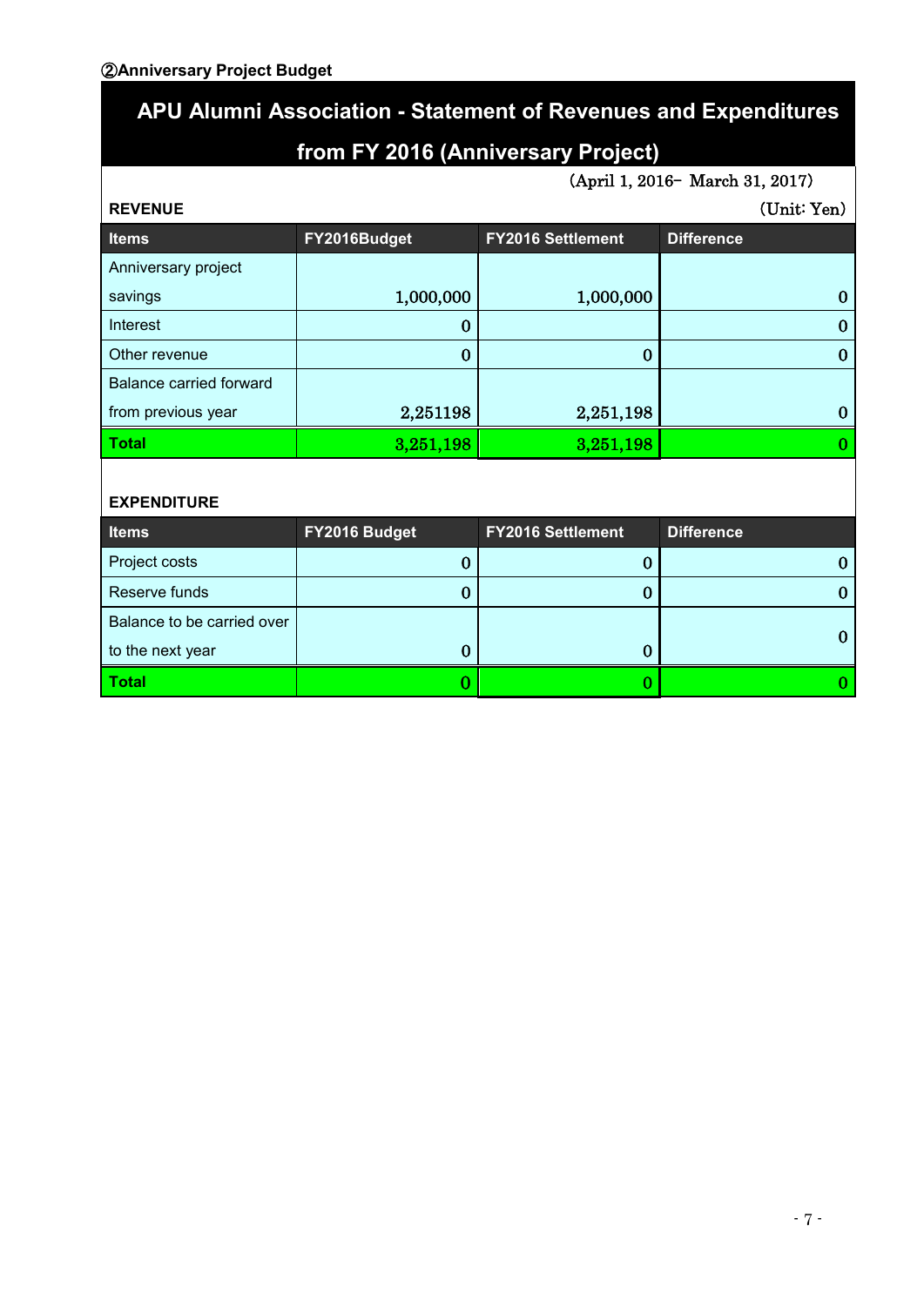②Anniversary Project Budget

# APU Alumni Association - Statement of Revenues and Expenditures from FY 2016 (Anniversary Project)

(April 1, 2016– March 31, 2017)

**REVENUE** (Unit: Yen)

| Items | FY2016Budget | FY2016 Settlement | Difference |
|---|---|---|---|
| Anniversary project savings | 1,000,000 | 1,000,000 | 0 |
| Interest | 0 | | 0 |
| Other revenue | 0 | 0 | 0 |
| Balance carried forward from previous year | 2,251198 | 2,251,198 | 0 |
| **Total** | 3,251,198 | 3,251,198 | 0 |

**EXPENDITURE**

| Items | FY2016 Budget | FY2016 Settlement | Difference |
|---|---|---|---|
| Project costs | 0 | 0 | 0 |
| Reserve funds | 0 | 0 | 0 |
| Balance to be carried over to the next year | 0 | 0 | 0 |
| **Total** | 0 | 0 | 0 |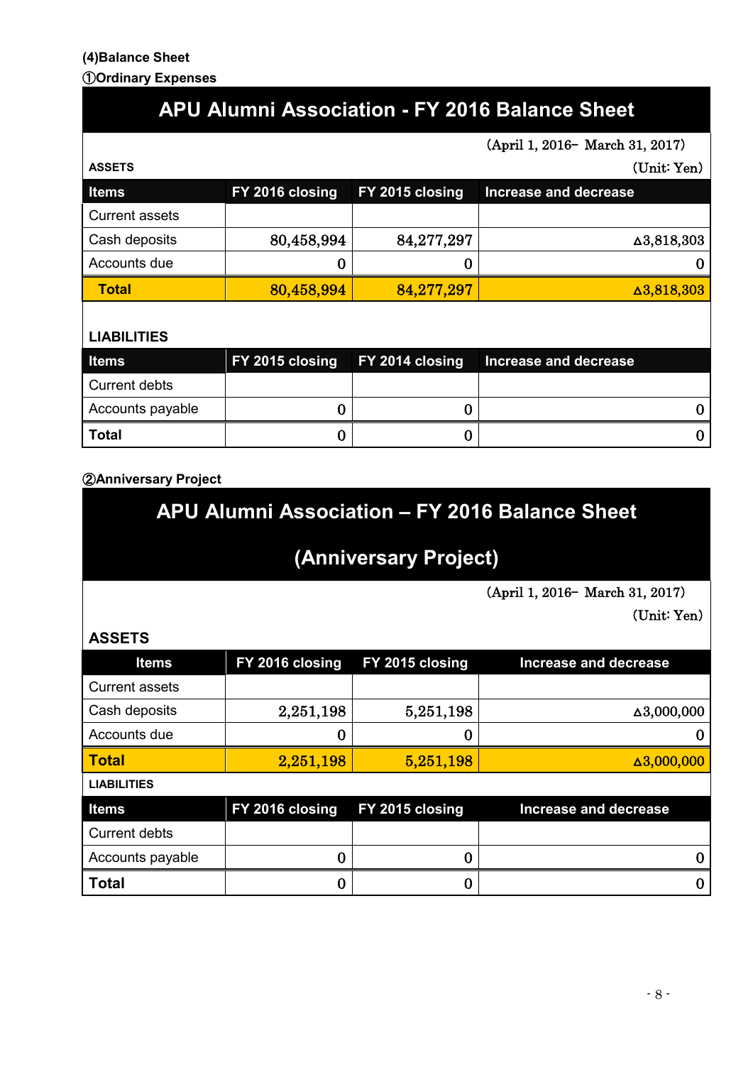**(4)Balance Sheet**

**①Ordinary Expenses**

## APU Alumni Association - FY 2016 Balance Sheet

(April 1, 2016– March 31, 2017)

(Unit: Yen)

**ASSETS**

| Items | FY 2016 closing | FY 2015 closing | Increase and decrease |
|---|---|---|---|
| Current assets | | | |
| Cash deposits | 80,458,994 | 84,277,297 | ∆3,818,303 |
| Accounts due | 0 | 0 | 0 |
| **Total** | 80,458,994 | 84,277,297 | ∆3,818,303 |

**LIABILITIES**

| Items | FY 2015 closing | FY 2014 closing | Increase and decrease |
|---|---|---|---|
| Current debts | | | |
| Accounts payable | 0 | 0 | 0 |
| **Total** | 0 | 0 | 0 |

**②Anniversary Project**

## APU Alumni Association – FY 2016 Balance Sheet (Anniversary Project)

(April 1, 2016– March 31, 2017)

(Unit: Yen)

**ASSETS**

| Items | FY 2016 closing | FY 2015 closing | Increase and decrease |
|---|---|---|---|
| Current assets | | | |
| Cash deposits | 2,251,198 | 5,251,198 | ∆3,000,000 |
| Accounts due | 0 | 0 | 0 |
| **Total** | 2,251,198 | 5,251,198 | ∆3,000,000 |

**LIABILITIES**

| Items | FY 2016 closing | FY 2015 closing | Increase and decrease |
|---|---|---|---|
| Current debts | | | |
| Accounts payable | 0 | 0 | 0 |
| **Total** | 0 | 0 | 0 |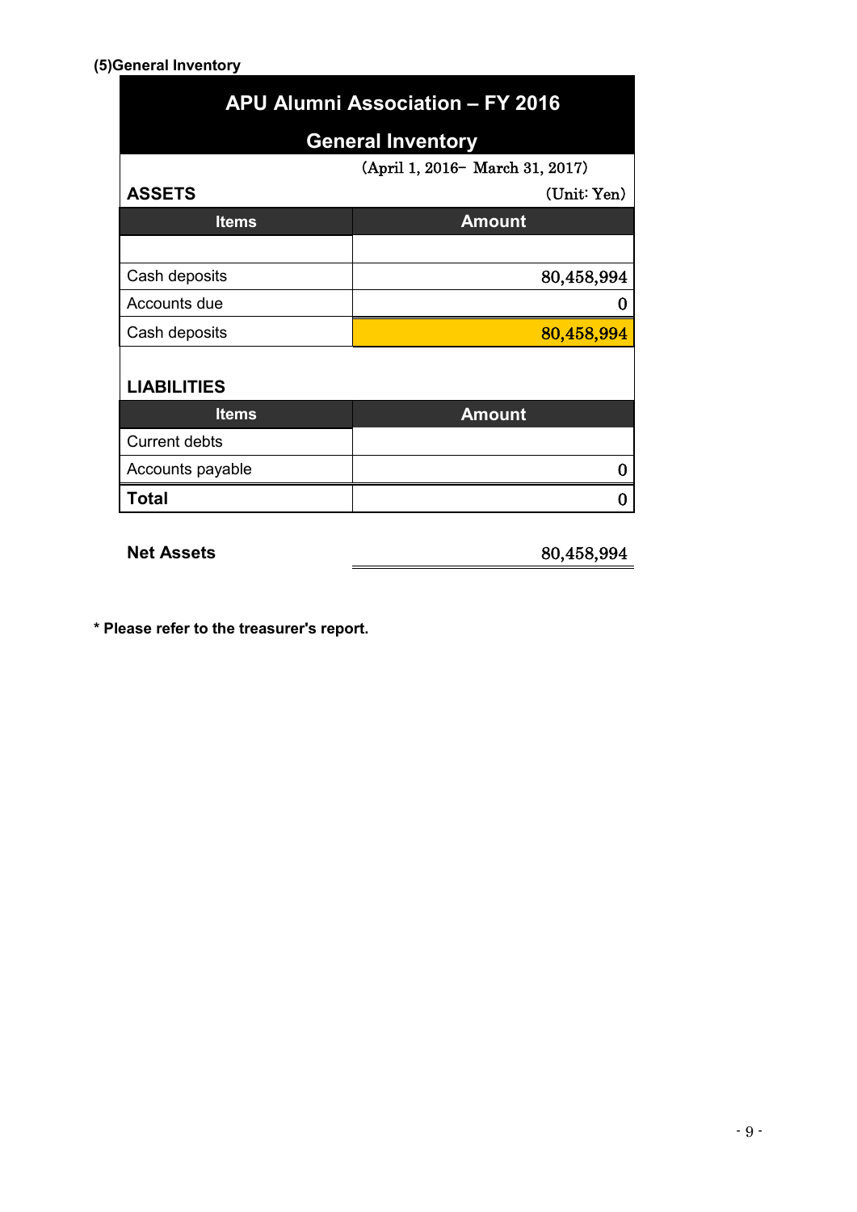**(5)General Inventory**

## APU Alumni Association – FY 2016

## General Inventory

(April 1, 2016– March 31, 2017)

**ASSETS**

(Unit: Yen)

| Items | Amount |
|---|---|
| | |
| Cash deposits | 80,458,994 |
| Accounts due | 0 |
| Cash deposits | 80,458,994 |

**LIABILITIES**

| Items | Amount |
|---|---|
| Current debts | |
| Accounts payable | 0 |
| **Total** | 0 |

**Net Assets** 80,458,994

**\* Please refer to the treasurer's report.**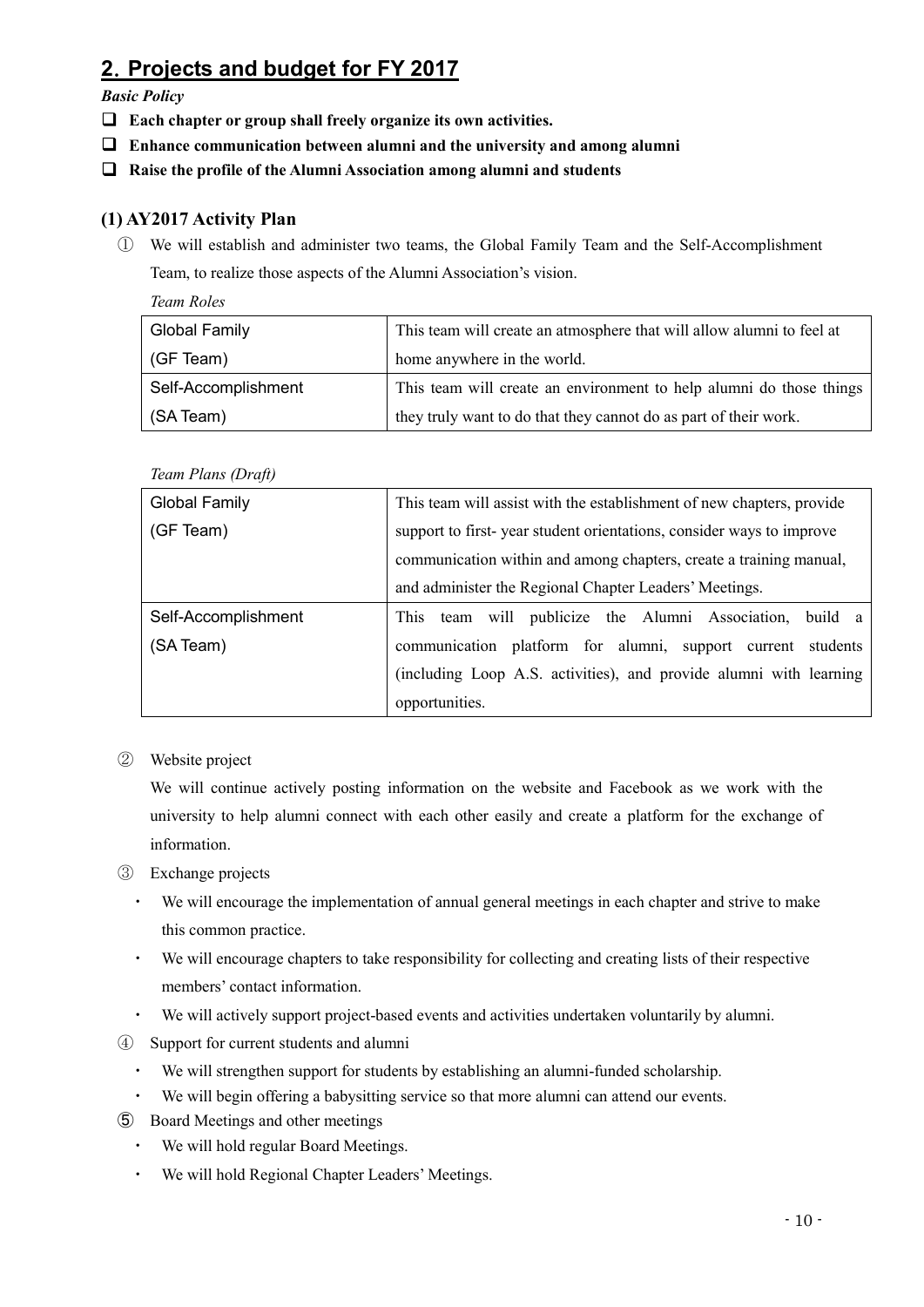## 2. Projects and budget for FY 2017

*Basic Policy*

- ❑ **Each chapter or group shall freely organize its own activities.**
- ❑ **Enhance communication between alumni and the university and among alumni**
- ❑ **Raise the profile of the Alumni Association among alumni and students**

### (1) AY2017 Activity Plan

① We will establish and administer two teams, the Global Family Team and the Self-Accomplishment Team, to realize those aspects of the Alumni Association's vision.

*Team Roles*

| | |
|---|---|
| Global Family (GF Team) | This team will create an atmosphere that will allow alumni to feel at home anywhere in the world. |
| Self-Accomplishment (SA Team) | This team will create an environment to help alumni do those things they truly want to do that they cannot do as part of their work. |

*Team Plans (Draft)*

| | |
|---|---|
| Global Family (GF Team) | This team will assist with the establishment of new chapters, provide support to first- year student orientations, consider ways to improve communication within and among chapters, create a training manual, and administer the Regional Chapter Leaders' Meetings. |
| Self-Accomplishment (SA Team) | This team will publicize the Alumni Association, build a communication platform for alumni, support current students (including Loop A.S. activities), and provide alumni with learning opportunities. |

② Website project

We will continue actively posting information on the website and Facebook as we work with the university to help alumni connect with each other easily and create a platform for the exchange of information.

③ Exchange projects

- We will encourage the implementation of annual general meetings in each chapter and strive to make this common practice.
- We will encourage chapters to take responsibility for collecting and creating lists of their respective members' contact information.
- We will actively support project-based events and activities undertaken voluntarily by alumni.

④ Support for current students and alumni

- We will strengthen support for students by establishing an alumni-funded scholarship.
- We will begin offering a babysitting service so that more alumni can attend our events.

⑤ Board Meetings and other meetings

- We will hold regular Board Meetings.
- We will hold Regional Chapter Leaders' Meetings.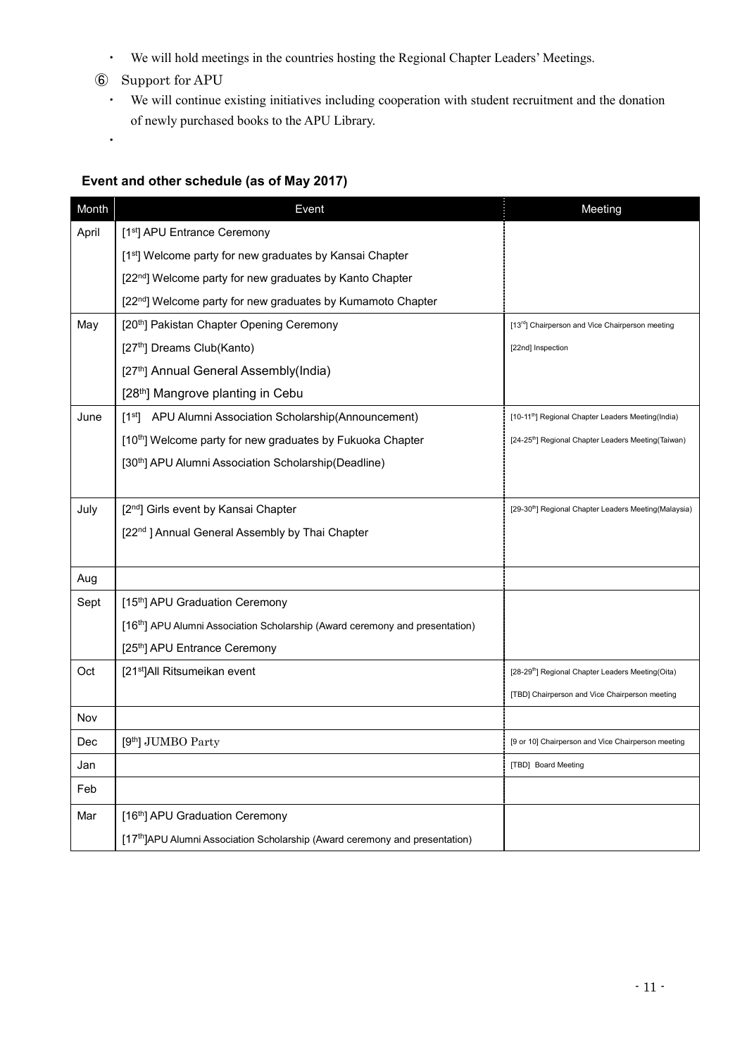- We will hold meetings in the countries hosting the Regional Chapter Leaders' Meetings.

⑥ Support for APU

- We will continue existing initiatives including cooperation with student recruitment and the donation of newly purchased books to the APU Library.
- 

**Event and other schedule (as of May 2017)**

| Month | Event | Meeting |
|---|---|---|
| April | [1st] APU Entrance Ceremony | |
| | [1st] Welcome party for new graduates by Kansai Chapter | |
| | [22nd] Welcome party for new graduates by Kanto Chapter | |
| | [22nd] Welcome party for new graduates by Kumamoto Chapter | |
| May | [20th] Pakistan Chapter Opening Ceremony | [13rd] Chairperson and Vice Chairperson meeting |
| | [27th] Dreams Club(Kanto) | [22nd] Inspection |
| | [27th] Annual General Assembly(India) | |
| | [28th] Mangrove planting in Cebu | |
| June | [1st] APU Alumni Association Scholarship(Announcement) | [10-11th] Regional Chapter Leaders Meeting(India) |
| | [10th] Welcome party for new graduates by Fukuoka Chapter | [24-25th] Regional Chapter Leaders Meeting(Taiwan) |
| | [30th] APU Alumni Association Scholarship(Deadline) | |
| July | [2nd] Girls event by Kansai Chapter | [29-30th] Regional Chapter Leaders Meeting(Malaysia) |
| | [22nd ] Annual General Assembly by Thai Chapter | |
| Aug | | |
| Sept | [15th] APU Graduation Ceremony | |
| | [16th] APU Alumni Association Scholarship (Award ceremony and presentation) | |
| | [25th] APU Entrance Ceremony | |
| Oct | [21st]All Ritsumeikan event | [28-29th] Regional Chapter Leaders Meeting(Oita) |
| | | [TBD] Chairperson and Vice Chairperson meeting |
| Nov | | |
| Dec | [9th] JUMBO Party | [9 or 10] Chairperson and Vice Chairperson meeting |
| Jan | | [TBD] Board Meeting |
| Feb | | |
| Mar | [16th] APU Graduation Ceremony | |
| | [17th]APU Alumni Association Scholarship (Award ceremony and presentation) | |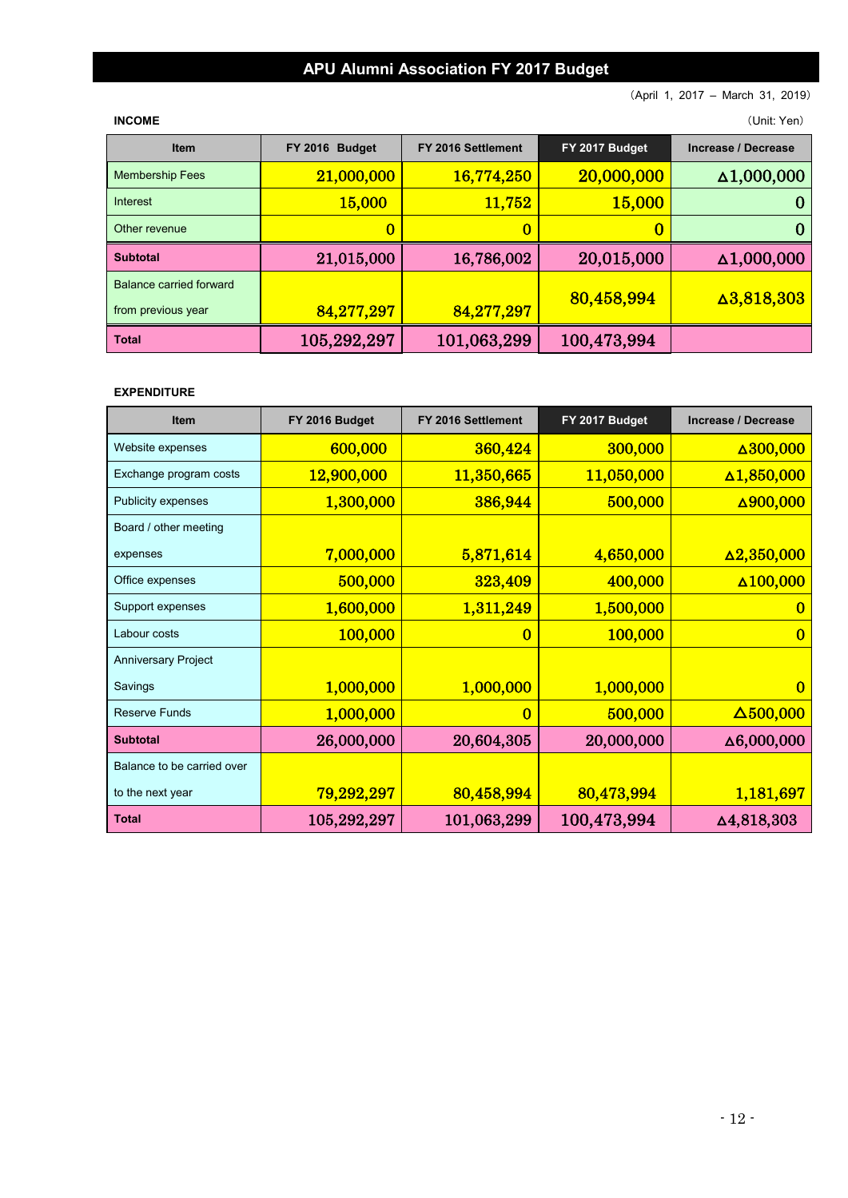# APU Alumni Association FY 2017 Budget

（April 1, 2017 – March 31, 2019）

**INCOME**

（Unit: Yen）

| Item | FY 2016 Budget | FY 2016 Settlement | FY 2017 Budget | Increase / Decrease |
|---|---|---|---|---|
| Membership Fees | 21,000,000 | 16,774,250 | 20,000,000 | ∆1,000,000 |
| Interest | 15,000 | 11,752 | 15,000 | 0 |
| Other revenue | 0 | 0 | 0 | 0 |
| **Subtotal** | 21,015,000 | 16,786,002 | 20,015,000 | ∆1,000,000 |
| Balance carried forward from previous year | 84,277,297 | 84,277,297 | 80,458,994 | ∆3,818,303 |
| **Total** | 105,292,297 | 101,063,299 | 100,473,994 | |

**EXPENDITURE**

| Item | FY 2016 Budget | FY 2016 Settlement | FY 2017 Budget | Increase / Decrease |
|---|---|---|---|---|
| Website expenses | 600,000 | 360,424 | 300,000 | ∆300,000 |
| Exchange program costs | 12,900,000 | 11,350,665 | 11,050,000 | ∆1,850,000 |
| Publicity expenses | 1,300,000 | 386,944 | 500,000 | ∆900,000 |
| Board / other meeting expenses | 7,000,000 | 5,871,614 | 4,650,000 | ∆2,350,000 |
| Office expenses | 500,000 | 323,409 | 400,000 | ∆100,000 |
| Support expenses | 1,600,000 | 1,311,249 | 1,500,000 | 0 |
| Labour costs | 100,000 | 0 | 100,000 | 0 |
| Anniversary Project Savings | 1,000,000 | 1,000,000 | 1,000,000 | 0 |
| Reserve Funds | 1,000,000 | 0 | 500,000 | ∆500,000 |
| **Subtotal** | 26,000,000 | 20,604,305 | 20,000,000 | ∆6,000,000 |
| Balance to be carried over to the next year | 79,292,297 | 80,458,994 | 80,473,994 | 1,181,697 |
| **Total** | 105,292,297 | 101,063,299 | 100,473,994 | ∆4,818,303 |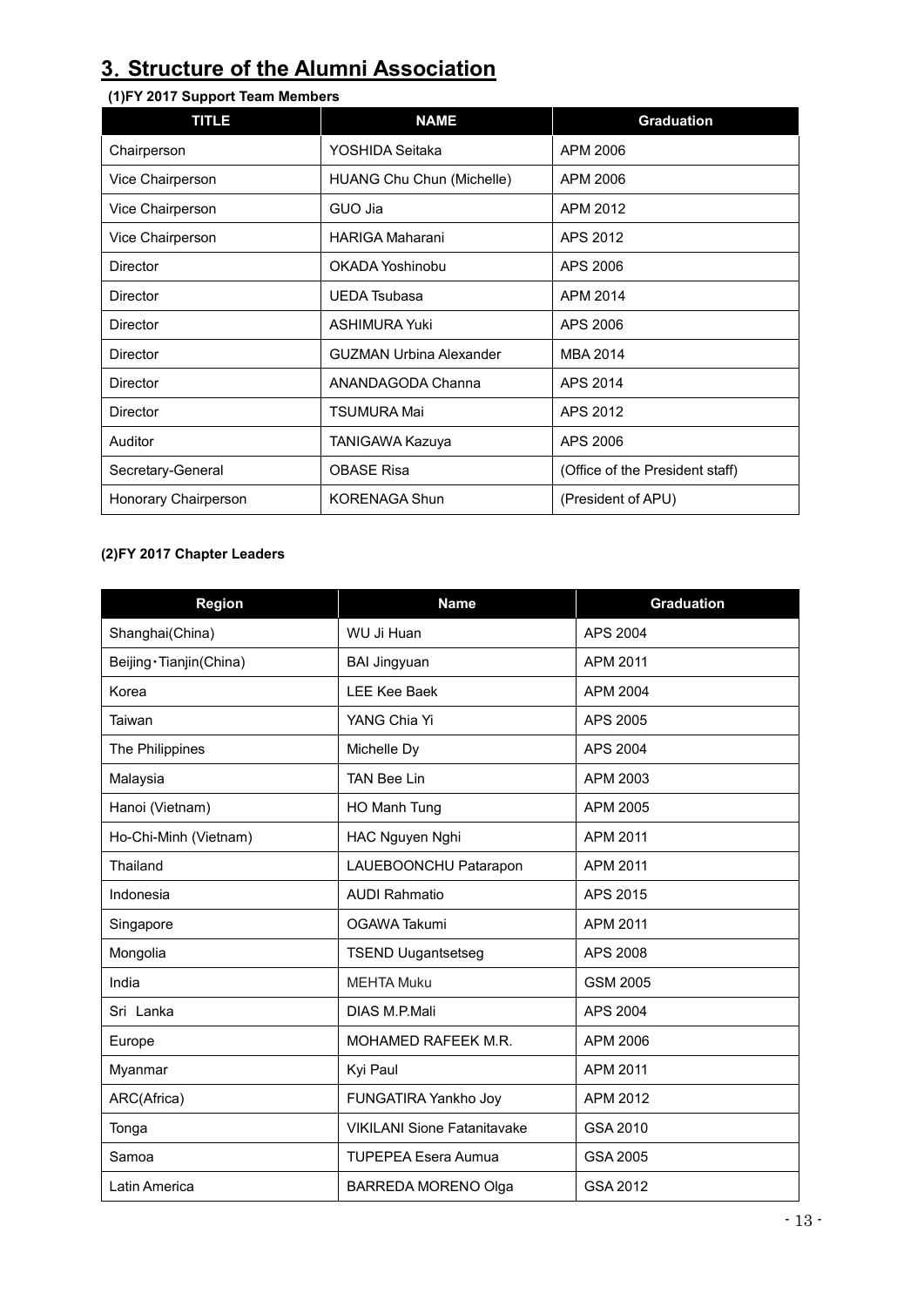# 3. Structure of the Alumni Association

### (1)FY 2017 Support Team Members

| TITLE | NAME | Graduation |
| --- | --- | --- |
| Chairperson | YOSHIDA Seitaka | APM 2006 |
| Vice Chairperson | HUANG Chu Chun (Michelle) | APM 2006 |
| Vice Chairperson | GUO Jia | APM 2012 |
| Vice Chairperson | HARIGA Maharani | APS 2012 |
| Director | OKADA Yoshinobu | APS 2006 |
| Director | UEDA Tsubasa | APM 2014 |
| Director | ASHIMURA Yuki | APS 2006 |
| Director | GUZMAN Urbina Alexander | MBA 2014 |
| Director | ANANDAGODA Channa | APS 2014 |
| Director | TSUMURA Mai | APS 2012 |
| Auditor | TANIGAWA Kazuya | APS 2006 |
| Secretary-General | OBASE Risa | (Office of the President staff) |
| Honorary Chairperson | KORENAGA Shun | (President of APU) |

### (2)FY 2017 Chapter Leaders

| Region | Name | Graduation |
| --- | --- | --- |
| Shanghai(China) | WU Ji Huan | APS 2004 |
| Beijing・Tianjin(China) | BAI Jingyuan | APM 2011 |
| Korea | LEE Kee Baek | APM 2004 |
| Taiwan | YANG Chia Yi | APS 2005 |
| The Philippines | Michelle Dy | APS 2004 |
| Malaysia | TAN Bee Lin | APM 2003 |
| Hanoi (Vietnam) | HO Manh Tung | APM 2005 |
| Ho-Chi-Minh (Vietnam) | HAC Nguyen Nghi | APM 2011 |
| Thailand | LAUEBOONCHU Patarapon | APM 2011 |
| Indonesia | AUDI Rahmatio | APS 2015 |
| Singapore | OGAWA Takumi | APM 2011 |
| Mongolia | TSEND Uugantsetseg | APS 2008 |
| India | MEHTA Muku | GSM 2005 |
| Sri Lanka | DIAS M.P.Mali | APS 2004 |
| Europe | MOHAMED RAFEEK M.R. | APM 2006 |
| Myanmar | Kyi Paul | APM 2011 |
| ARC(Africa) | FUNGATIRA Yankho Joy | APM 2012 |
| Tonga | VIKILANI Sione Fatanitavake | GSA 2010 |
| Samoa | TUPEPEA Esera Aumua | GSA 2005 |
| Latin America | BARREDA MORENO Olga | GSA 2012 |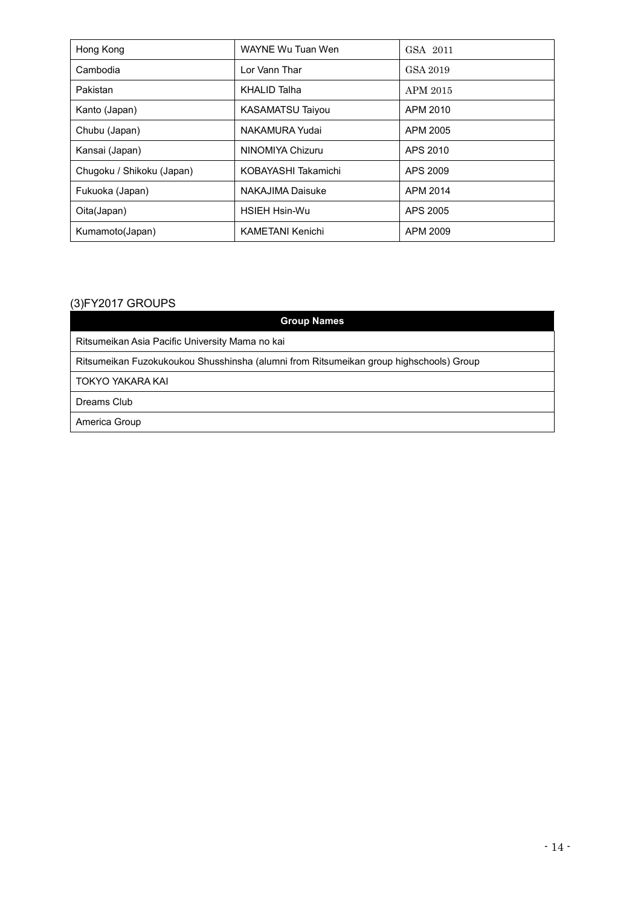| | | |
|---|---|---|
| Hong Kong | WAYNE Wu Tuan Wen | GSA 2011 |
| Cambodia | Lor Vann Thar | GSA 2019 |
| Pakistan | KHALID Talha | APM 2015 |
| Kanto (Japan) | KASAMATSU Taiyou | APM 2010 |
| Chubu (Japan) | NAKAMURA Yudai | APM 2005 |
| Kansai (Japan) | NINOMIYA Chizuru | APS 2010 |
| Chugoku / Shikoku (Japan) | KOBAYASHI Takamichi | APS 2009 |
| Fukuoka (Japan) | NAKAJIMA Daisuke | APM 2014 |
| Oita(Japan) | HSIEH Hsin-Wu | APS 2005 |
| Kumamoto(Japan) | KAMETANI Kenichi | APM 2009 |

## (3)FY2017 GROUPS

| Group Names |
|---|
| Ritsumeikan Asia Pacific University Mama no kai |
| Ritsumeikan Fuzokukoukou Shusshinsha (alumni from Ritsumeikan group highschools) Group |
| TOKYO YAKARA KAI |
| Dreams Club |
| America Group |